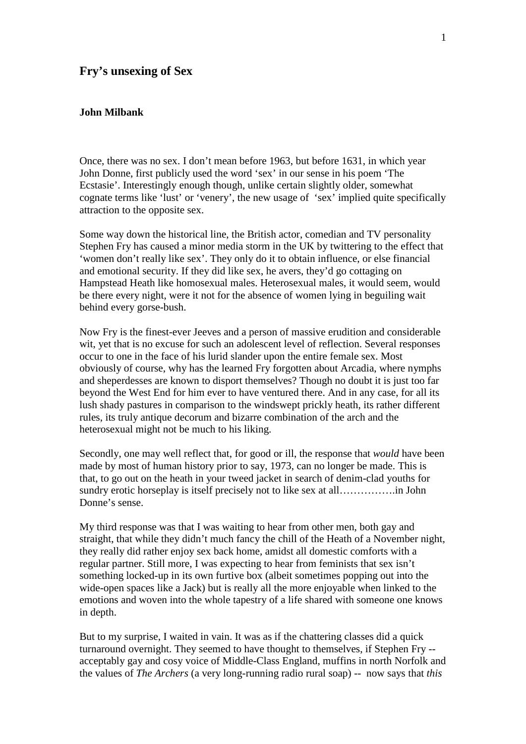## Fry's unsexing of Sex

**John Milbank**

Once, there was no sex. I don't mean before 1963, but before 1631, in which year John Donne, first publicly used the word 'sex' in our sense in his poem 'The Ecstasie'. Interestingly enough though, unlike certain slightly older, somewhat cognate terms like 'lust' or 'venery', the new usage of 'sex' implied quite specifically attraction to the opposite sex.

Some way down the historical line, the British actor, comedian and TV personality Stephen Fry has caused a minor media storm in the UK by twittering to the effect that 'women don't really like sex'. They only do it to obtain influence, or else financial and emotional security. If they did like sex, he avers, they'd go cottaging on Hampstead Heath like homosexual males. Heterosexual males, it would seem, would be there every night, were it not for the absence of women lying in beguiling wait behind every gorse-bush.

Now Fry is the finest-ever Jeeves and a person of massive erudition and considerable wit, yet that is no excuse for such an adolescent level of reflection. Several responses occur to one in the face of his lurid slander upon the entire female sex. Most obviously of course, why has the learned Fry forgotten about Arcadia, where nymphs and sheperdesses are known to disport themselves? Though no doubt it is just too far beyond the West End for him ever to have ventured there. And in any case, for all its lush shady pastures in comparison to the windswept prickly heath, its rather different rules, its truly antique decorum and bizarre combination of the arch and the heterosexual might not be much to his liking.

Secondly, one may well reflect that, for good or ill, the response that *would* have been made by most of human history prior to say, 1973, can no longer be made. This is that, to go out on the heath in your tweed jacket in search of denim-clad youths for sundry erotic horseplay is itself precisely not to like sex at all…………….in John Donne's sense.

My third response was that I was waiting to hear from other men, both gay and straight, that while they didn't much fancy the chill of the Heath of a November night, they really did rather enjoy sex back home, amidst all domestic comforts with a regular partner. Still more, I was expecting to hear from feminists that sex isn't something locked-up in its own furtive box (albeit sometimes popping out into the wide-open spaces like a Jack) but is really all the more enjoyable when linked to the emotions and woven into the whole tapestry of a life shared with someone one knows in depth.

But to my surprise, I waited in vain. It was as if the chattering classes did a quick turnaround overnight. They seemed to have thought to themselves, if Stephen Fry -- acceptably gay and cosy voice of Middle-Class England, muffins in north Norfolk and the values of *The Archers* (a very long-running radio rural soap) -- now says that *this*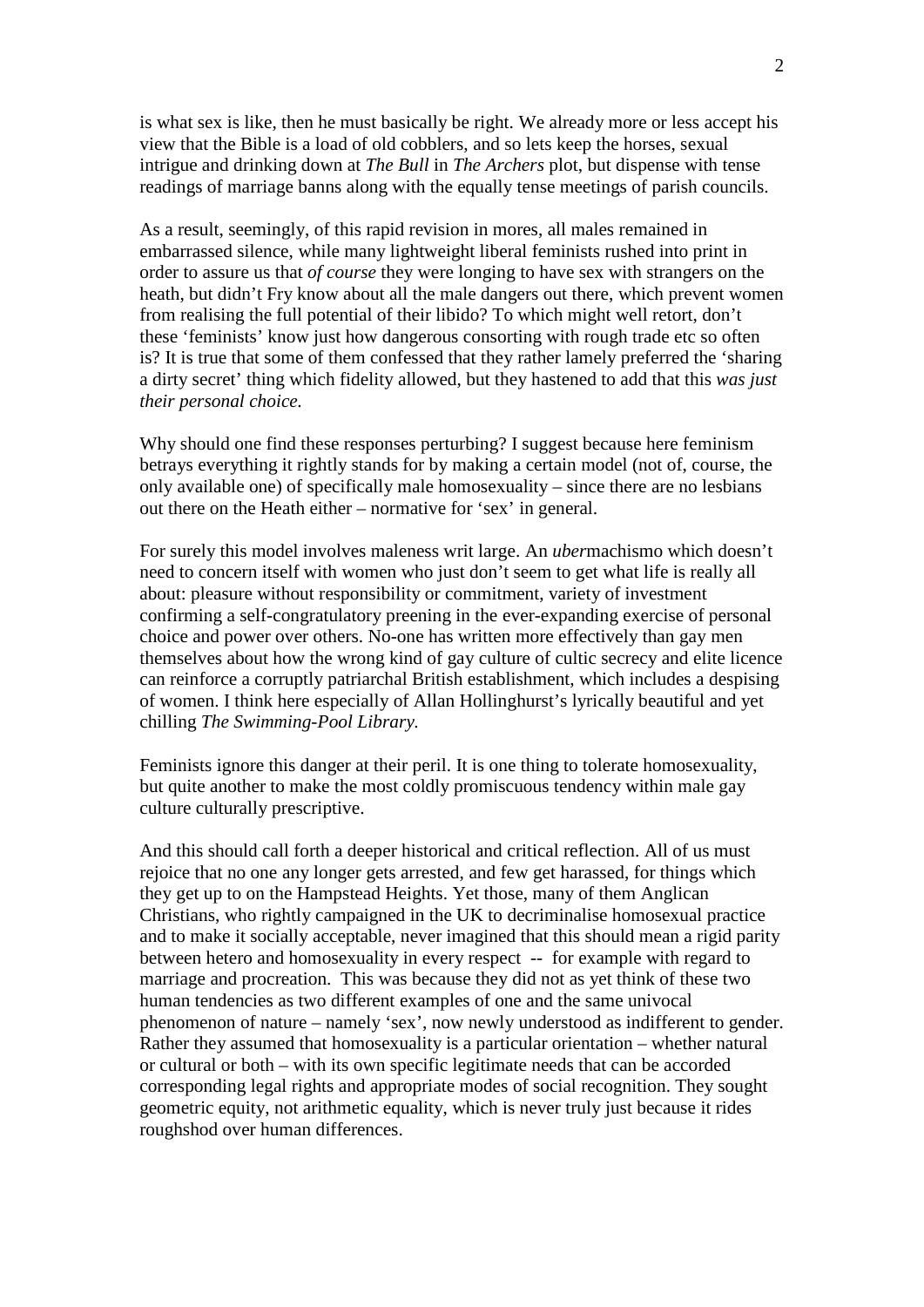is what sex is like, then he must basically be right. We already more or less accept his view that the Bible is a load of old cobblers, and so lets keep the horses, sexual intrigue and drinking down at *The Bull* in *The Archers* plot, but dispense with tense readings of marriage banns along with the equally tense meetings of parish councils.

As a result, seemingly, of this rapid revision in mores, all males remained in embarrassed silence, while many lightweight liberal feminists rushed into print in order to assure us that *of course* they were longing to have sex with strangers on the heath, but didn't Fry know about all the male dangers out there, which prevent women from realising the full potential of their libido? To which might well retort, don't these 'feminists' know just how dangerous consorting with rough trade etc so often is? It is true that some of them confessed that they rather lamely preferred the 'sharing a dirty secret' thing which fidelity allowed, but they hastened to add that this *was just their personal choice.*

Why should one find these responses perturbing? I suggest because here feminism betrays everything it rightly stands for by making a certain model (not of, course, the only available one) of specifically male homosexuality – since there are no lesbians out there on the Heath either – normative for 'sex' in general.

For surely this model involves maleness writ large. An *uber*machismo which doesn't need to concern itself with women who just don't seem to get what life is really all about: pleasure without responsibility or commitment, variety of investment confirming a self-congratulatory preening in the ever-expanding exercise of personal choice and power over others. No-one has written more effectively than gay men themselves about how the wrong kind of gay culture of cultic secrecy and elite licence can reinforce a corruptly patriarchal British establishment, which includes a despising of women. I think here especially of Allan Hollinghurst's lyrically beautiful and yet chilling *The Swimming-Pool Library.*

Feminists ignore this danger at their peril. It is one thing to tolerate homosexuality, but quite another to make the most coldly promiscuous tendency within male gay culture culturally prescriptive.

And this should call forth a deeper historical and critical reflection. All of us must rejoice that no one any longer gets arrested, and few get harassed, for things which they get up to on the Hampstead Heights. Yet those, many of them Anglican Christians, who rightly campaigned in the UK to decriminalise homosexual practice and to make it socially acceptable, never imagined that this should mean a rigid parity between hetero and homosexuality in every respect -- for example with regard to marriage and procreation. This was because they did not as yet think of these two human tendencies as two different examples of one and the same univocal phenomenon of nature – namely 'sex', now newly understood as indifferent to gender. Rather they assumed that homosexuality is a particular orientation – whether natural or cultural or both – with its own specific legitimate needs that can be accorded corresponding legal rights and appropriate modes of social recognition. They sought geometric equity, not arithmetic equality, which is never truly just because it rides roughshod over human differences.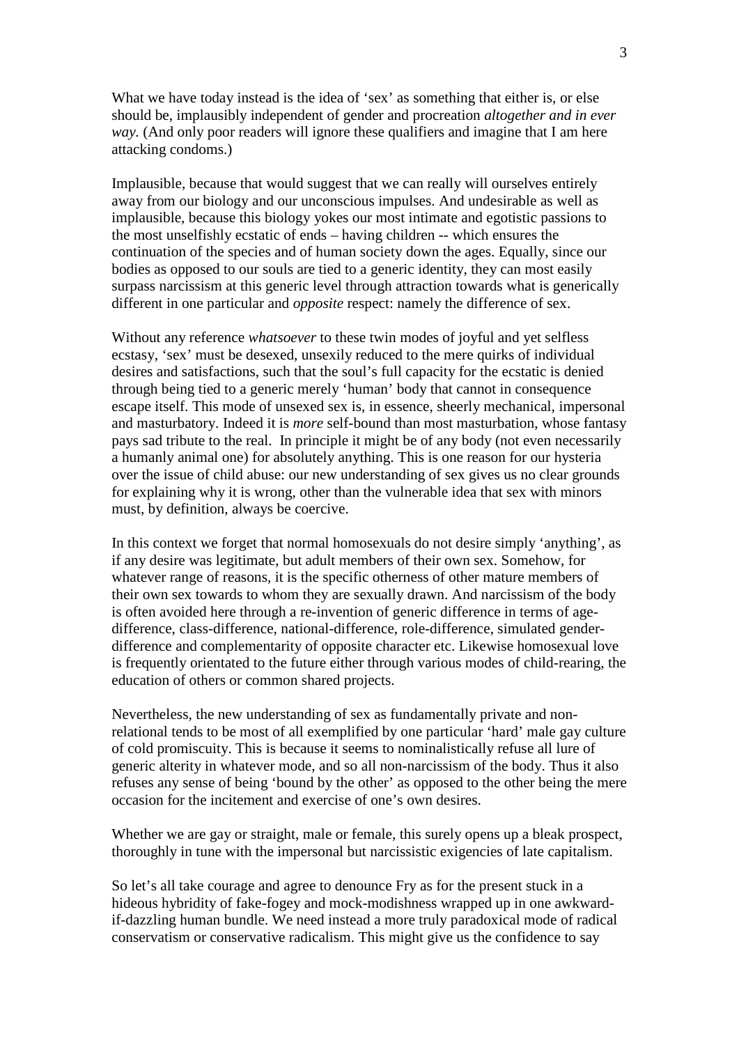What we have today instead is the idea of 'sex' as something that either is, or else should be, implausibly independent of gender and procreation *altogether and in ever way.* (And only poor readers will ignore these qualifiers and imagine that I am here attacking condoms.)

Implausible, because that would suggest that we can really will ourselves entirely away from our biology and our unconscious impulses. And undesirable as well as implausible, because this biology yokes our most intimate and egotistic passions to the most unselfishly ecstatic of ends – having children -- which ensures the continuation of the species and of human society down the ages. Equally, since our bodies as opposed to our souls are tied to a generic identity, they can most easily surpass narcissism at this generic level through attraction towards what is generically different in one particular and *opposite* respect: namely the difference of sex.

Without any reference *whatsoever* to these twin modes of joyful and yet selfless ecstasy, 'sex' must be desexed, unsexily reduced to the mere quirks of individual desires and satisfactions, such that the soul's full capacity for the ecstatic is denied through being tied to a generic merely 'human' body that cannot in consequence escape itself. This mode of unsexed sex is, in essence, sheerly mechanical, impersonal and masturbatory. Indeed it is *more* self-bound than most masturbation, whose fantasy pays sad tribute to the real. In principle it might be of any body (not even necessarily a humanly animal one) for absolutely anything. This is one reason for our hysteria over the issue of child abuse: our new understanding of sex gives us no clear grounds for explaining why it is wrong, other than the vulnerable idea that sex with minors must, by definition, always be coercive.

In this context we forget that normal homosexuals do not desire simply 'anything', as if any desire was legitimate, but adult members of their own sex. Somehow, for whatever range of reasons, it is the specific otherness of other mature members of their own sex towards to whom they are sexually drawn. And narcissism of the body is often avoided here through a re-invention of generic difference in terms of age-difference, class-difference, national-difference, role-difference, simulated gender-difference and complementarity of opposite character etc. Likewise homosexual love is frequently orientated to the future either through various modes of child-rearing, the education of others or common shared projects.

Nevertheless, the new understanding of sex as fundamentally private and non-relational tends to be most of all exemplified by one particular 'hard' male gay culture of cold promiscuity. This is because it seems to nominalistically refuse all lure of generic alterity in whatever mode, and so all non-narcissism of the body. Thus it also refuses any sense of being 'bound by the other' as opposed to the other being the mere occasion for the incitement and exercise of one's own desires.

Whether we are gay or straight, male or female, this surely opens up a bleak prospect, thoroughly in tune with the impersonal but narcissistic exigencies of late capitalism.

So let's all take courage and agree to denounce Fry as for the present stuck in a hideous hybridity of fake-fogey and mock-modishness wrapped up in one awkward-if-dazzling human bundle. We need instead a more truly paradoxical mode of radical conservatism or conservative radicalism. This might give us the confidence to say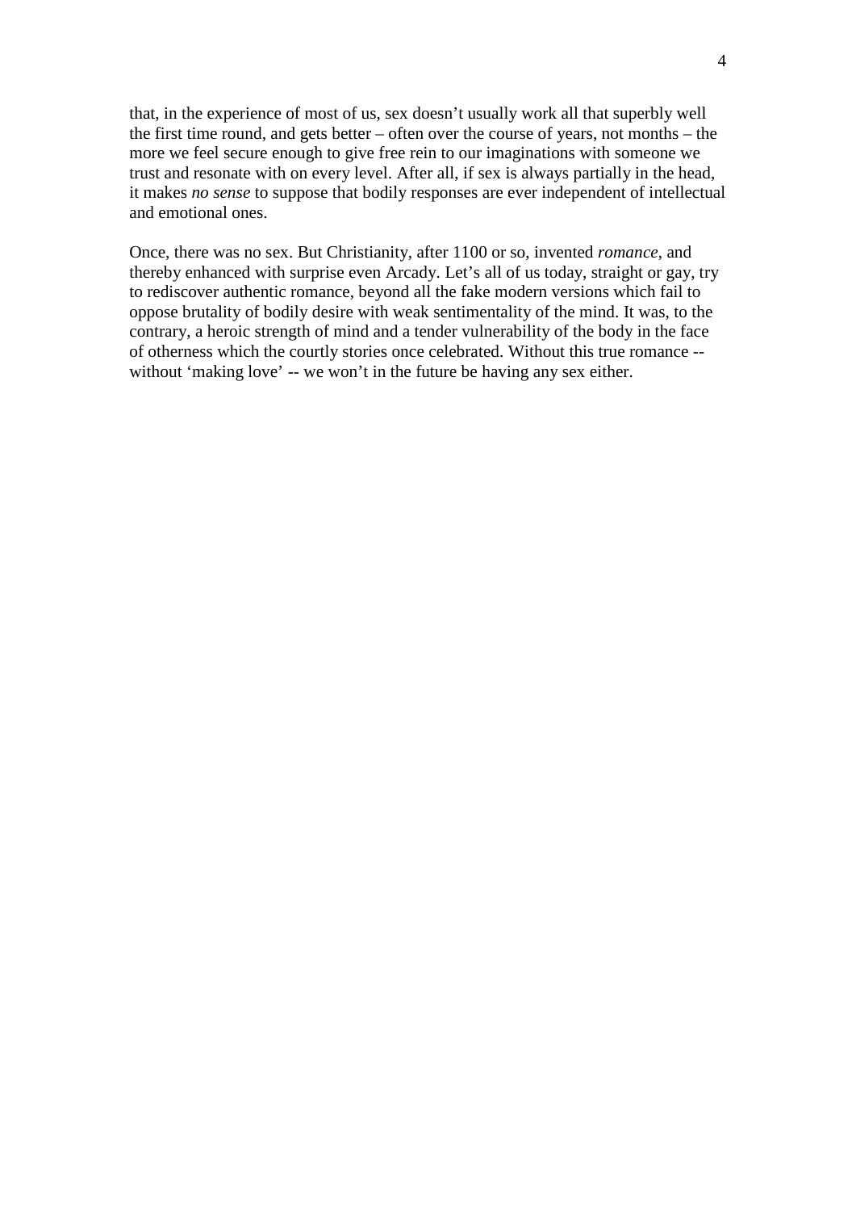that, in the experience of most of us, sex doesn't usually work all that superbly well the first time round, and gets better – often over the course of years, not months – the more we feel secure enough to give free rein to our imaginations with someone we trust and resonate with on every level. After all, if sex is always partially in the head, it makes *no sense* to suppose that bodily responses are ever independent of intellectual and emotional ones.

Once, there was no sex. But Christianity, after 1100 or so, invented *romance*, and thereby enhanced with surprise even Arcady. Let's all of us today, straight or gay, try to rediscover authentic romance, beyond all the fake modern versions which fail to oppose brutality of bodily desire with weak sentimentality of the mind. It was, to the contrary, a heroic strength of mind and a tender vulnerability of the body in the face of otherness which the courtly stories once celebrated. Without this true romance -- without 'making love' -- we won't in the future be having any sex either.